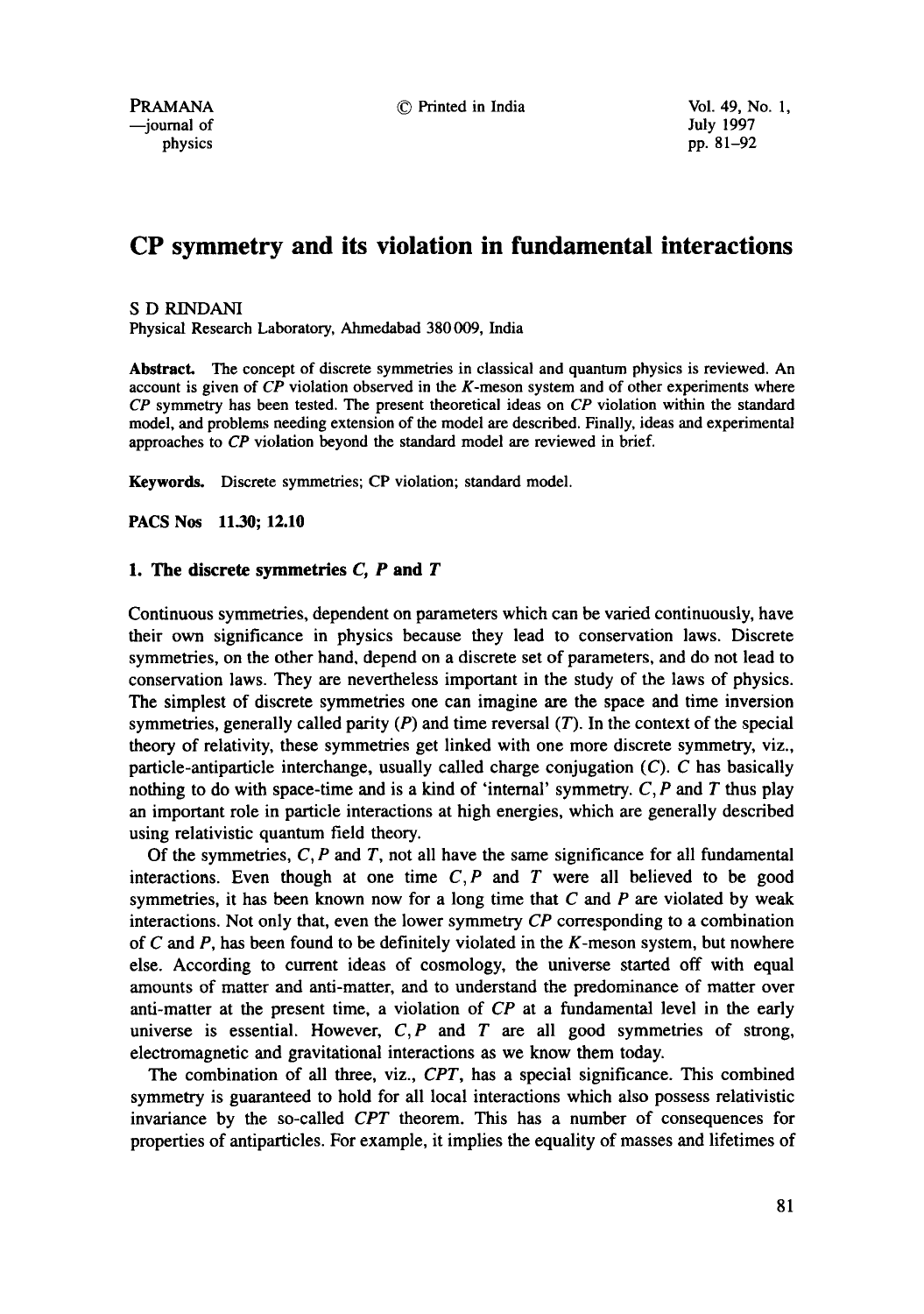# CP symmetry and its violation in fundamental interactions

S D RINDANI
Physical Research Laboratory, Ahmedabad 380 009, India

**Abstract.** The concept of discrete symmetries in classical and quantum physics is reviewed. An account is given of *CP* violation observed in the *K*-meson system and of other experiments where *CP* symmetry has been tested. The present theoretical ideas on *CP* violation within the standard model, and problems needing extension of the model are described. Finally, ideas and experimental approaches to *CP* violation beyond the standard model are reviewed in brief.

**Keywords.** Discrete symmetries; CP violation; standard model.

**PACS Nos** 11.30; 12.10

## 1. The discrete symmetries *C*, *P* and *T*

Continuous symmetries, dependent on parameters which can be varied continuously, have their own significance in physics because they lead to conservation laws. Discrete symmetries, on the other hand, depend on a discrete set of parameters, and do not lead to conservation laws. They are nevertheless important in the study of the laws of physics. The simplest of discrete symmetries one can imagine are the space and time inversion symmetries, generally called parity (*P*) and time reversal (*T*). In the context of the special theory of relativity, these symmetries get linked with one more discrete symmetry, viz., particle-antiparticle interchange, usually called charge conjugation (*C*). *C* has basically nothing to do with space-time and is a kind of 'internal' symmetry. *C*, *P* and *T* thus play an important role in particle interactions at high energies, which are generally described using relativistic quantum field theory.

Of the symmetries, *C*, *P* and *T*, not all have the same significance for all fundamental interactions. Even though at one time *C*, *P* and *T* were all believed to be good symmetries, it has been known now for a long time that *C* and *P* are violated by weak interactions. Not only that, even the lower symmetry *CP* corresponding to a combination of *C* and *P*, has been found to be definitely violated in the *K*-meson system, but nowhere else. According to current ideas of cosmology, the universe started off with equal amounts of matter and anti-matter, and to understand the predominance of matter over anti-matter at the present time, a violation of *CP* at a fundamental level in the early universe is essential. However, *C*, *P* and *T* are all good symmetries of strong, electromagnetic and gravitational interactions as we know them today.

The combination of all three, viz., *CPT*, has a special significance. This combined symmetry is guaranteed to hold for all local interactions which also possess relativistic invariance by the so-called *CPT* theorem. This has a number of consequences for properties of antiparticles. For example, it implies the equality of masses and lifetimes of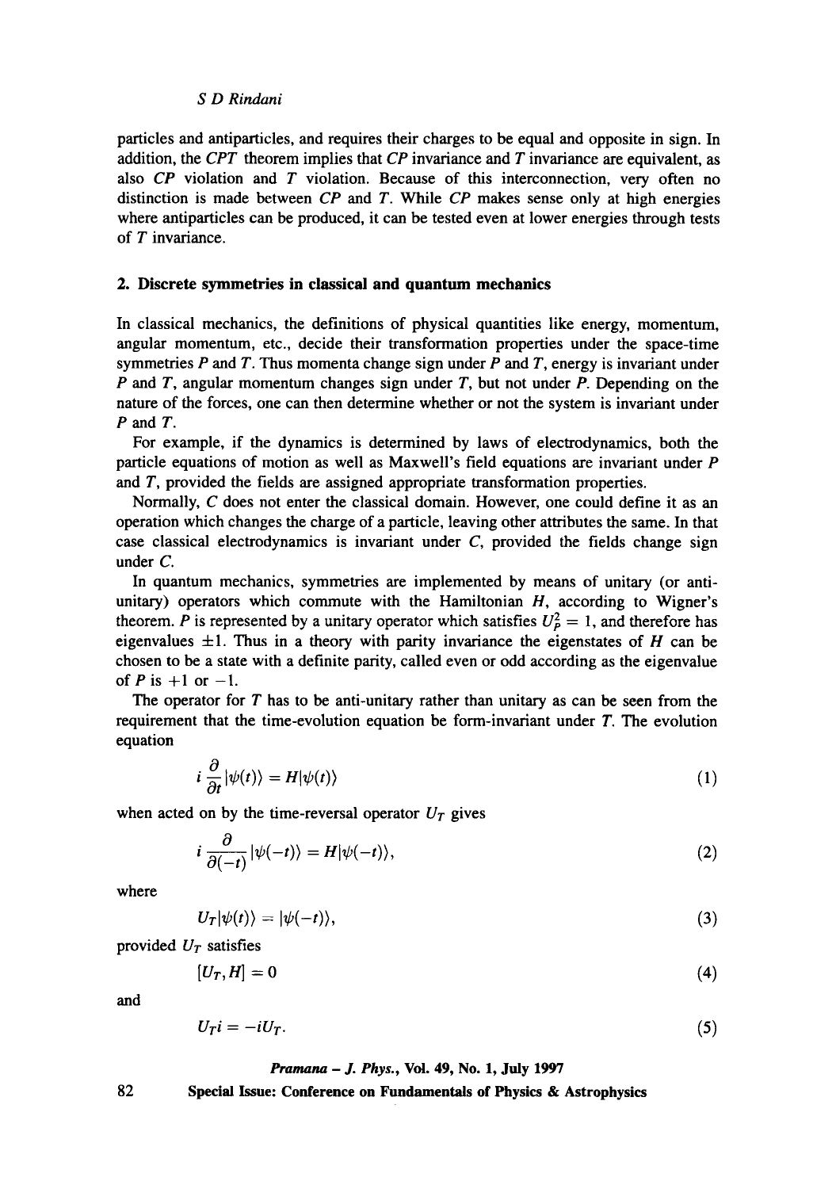particles and antiparticles, and requires their charges to be equal and opposite in sign. In addition, the $CPT$ theorem implies that $CP$ invariance and $T$ invariance are equivalent, as also $CP$ violation and $T$ violation. Because of this interconnection, very often no distinction is made between $CP$ and $T$. While $CP$ makes sense only at high energies where antiparticles can be produced, it can be tested even at lower energies through tests of $T$ invariance.

## 2. Discrete symmetries in classical and quantum mechanics

In classical mechanics, the definitions of physical quantities like energy, momentum, angular momentum, etc., decide their transformation properties under the space-time symmetries $P$ and $T$. Thus momenta change sign under $P$ and $T$, energy is invariant under $P$ and $T$, angular momentum changes sign under $T$, but not under $P$. Depending on the nature of the forces, one can then determine whether or not the system is invariant under $P$ and $T$.

For example, if the dynamics is determined by laws of electrodynamics, both the particle equations of motion as well as Maxwell's field equations are invariant under $P$ and $T$, provided the fields are assigned appropriate transformation properties.

Normally, $C$ does not enter the classical domain. However, one could define it as an operation which changes the charge of a particle, leaving other attributes the same. In that case classical electrodynamics is invariant under $C$, provided the fields change sign under $C$.

In quantum mechanics, symmetries are implemented by means of unitary (or anti-unitary) operators which commute with the Hamiltonian $H$, according to Wigner's theorem. $P$ is represented by a unitary operator which satisfies $U_P^2 = 1$, and therefore has eigenvalues $\pm 1$. Thus in a theory with parity invariance the eigenstates of $H$ can be chosen to be a state with a definite parity, called even or odd according as the eigenvalue of $P$ is $+1$ or $-1$.

The operator for $T$ has to be anti-unitary rather than unitary as can be seen from the requirement that the time-evolution equation be form-invariant under $T$. The evolution equation

$$i \frac{\partial}{\partial t} |\psi(t)\rangle = H |\psi(t)\rangle \tag{1}$$

when acted on by the time-reversal operator $U_T$ gives

$$i \frac{\partial}{\partial(-t)} |\psi(-t)\rangle = H |\psi(-t)\rangle, \tag{2}$$

where

$$U_T |\psi(t)\rangle = |\psi(-t)\rangle, \tag{3}$$

provided $U_T$ satisfies

$$[U_T, H] = 0 \tag{4}$$

and

$$U_T i = -i U_T. \tag{5}$$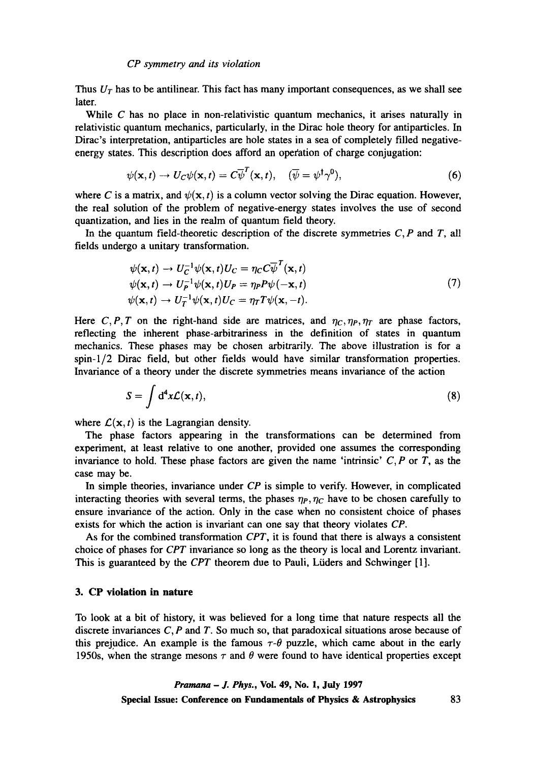Thus $U_T$ has to be antilinear. This fact has many important consequences, as we shall see later.

While $C$ has no place in non-relativistic quantum mechanics, it arises naturally in relativistic quantum mechanics, particularly, in the Dirac hole theory for antiparticles. In Dirac's interpretation, antiparticles are hole states in a sea of completely filled negative-energy states. This description does afford an operation of charge conjugation:

$$\psi(\mathbf{x},t) \to U_C\psi(\mathbf{x},t) = C\overline{\psi}^T(\mathbf{x},t), \quad (\overline{\psi} = \psi^\dagger\gamma^0), \tag{6}$$

where $C$ is a matrix, and $\psi(\mathbf{x},t)$ is a column vector solving the Dirac equation. However, the real solution of the problem of negative-energy states involves the use of second quantization, and lies in the realm of quantum field theory.

In the quantum field-theoretic description of the discrete symmetries $C, P$ and $T$, all fields undergo a unitary transformation.

$$\begin{aligned}
\psi(\mathbf{x},t) &\to U_C^{-1}\psi(\mathbf{x},t)U_C = \eta_C C\overline{\psi}^T(\mathbf{x},t) \\
\psi(\mathbf{x},t) &\to U_P^{-1}\psi(\mathbf{x},t)U_P = \eta_P P\psi(-\mathbf{x},t) \\
\psi(\mathbf{x},t) &\to U_T^{-1}\psi(\mathbf{x},t)U_C = \eta_T T\psi(\mathbf{x},-t).
\end{aligned} \tag{7}$$

Here $C, P, T$ on the right-hand side are matrices, and $\eta_C, \eta_P, \eta_T$ are phase factors, reflecting the inherent phase-arbitrariness in the definition of states in quantum mechanics. These phases may be chosen arbitrarily. The above illustration is for a spin-1/2 Dirac field, but other fields would have similar transformation properties. Invariance of a theory under the discrete symmetries means invariance of the action

$$S = \int \mathrm{d}^4x\mathcal{L}(\mathbf{x},t), \tag{8}$$

where $\mathcal{L}(\mathbf{x},t)$ is the Lagrangian density.

The phase factors appearing in the transformations can be determined from experiment, at least relative to one another, provided one assumes the corresponding invariance to hold. These phase factors are given the name 'intrinsic' $C, P$ or $T$, as the case may be.

In simple theories, invariance under $CP$ is simple to verify. However, in complicated interacting theories with several terms, the phases $\eta_P, \eta_C$ have to be chosen carefully to ensure invariance of the action. Only in the case when no consistent choice of phases exists for which the action is invariant can one say that theory violates $CP$.

As for the combined transformation $CPT$, it is found that there is always a consistent choice of phases for $CPT$ invariance so long as the theory is local and Lorentz invariant. This is guaranteed by the $CPT$ theorem due to Pauli, Lüders and Schwinger [1].

## 3. CP violation in nature

To look at a bit of history, it was believed for a long time that nature respects all the discrete invariances $C, P$ and $T$. So much so, that paradoxical situations arose because of this prejudice. An example is the famous $\tau$-$\theta$ puzzle, which came about in the early 1950s, when the strange mesons $\tau$ and $\theta$ were found to have identical properties except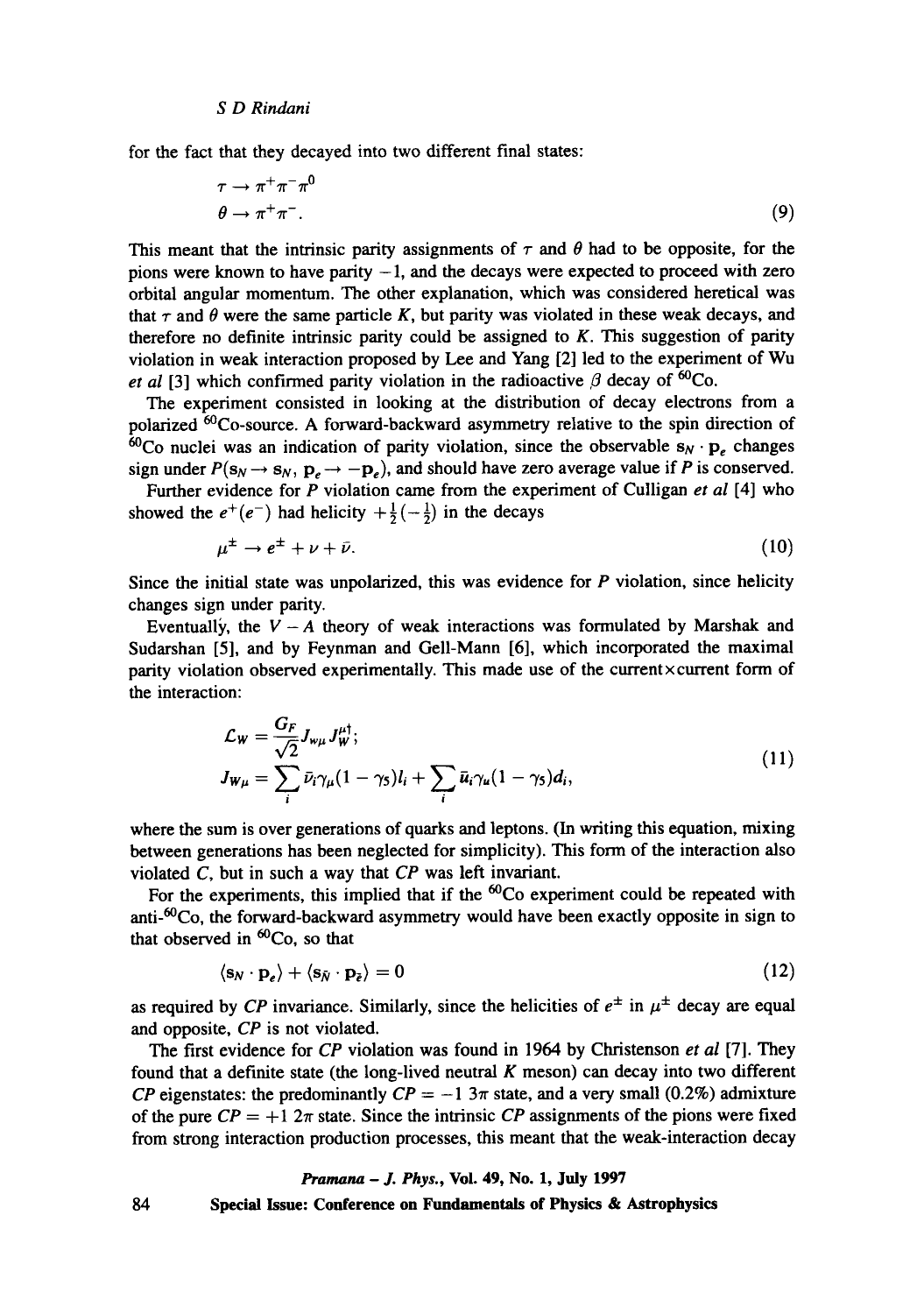for the fact that they decayed into two different final states:

$$
\begin{aligned}
&\tau \to \pi^+\pi^-\pi^0 \\
&\theta \to \pi^+\pi^-.
\end{aligned}
\tag{9}
$$

This meant that the intrinsic parity assignments of $\tau$ and $\theta$ had to be opposite, for the pions were known to have parity $-1$, and the decays were expected to proceed with zero orbital angular momentum. The other explanation, which was considered heretical was that $\tau$ and $\theta$ were the same particle $K$, but parity was violated in these weak decays, and therefore no definite intrinsic parity could be assigned to $K$. This suggestion of parity violation in weak interaction proposed by Lee and Yang [2] led to the experiment of Wu *et al* [3] which confirmed parity violation in the radioactive $\beta$ decay of $^{60}$Co.

The experiment consisted in looking at the distribution of decay electrons from a polarized $^{60}$Co-source. A forward-backward asymmetry relative to the spin direction of $^{60}$Co nuclei was an indication of parity violation, since the observable $\mathbf{s}_N \cdot \mathbf{p}_e$ changes sign under $P(\mathbf{s}_N \to \mathbf{s}_N,\ \mathbf{p}_e \to -\mathbf{p}_e)$, and should have zero average value if $P$ is conserved.

Further evidence for $P$ violation came from the experiment of Culligan *et al* [4] who showed the $e^+(e^-)$ had helicity $+\frac{1}{2}(-\frac{1}{2})$ in the decays

$$
\mu^\pm \to e^\pm + \nu + \bar{\nu}.
\tag{10}
$$

Since the initial state was unpolarized, this was evidence for $P$ violation, since helicity changes sign under parity.

Eventually, the $V - A$ theory of weak interactions was formulated by Marshak and Sudarshan [5], and by Feynman and Gell-Mann [6], which incorporated the maximal parity violation observed experimentally. This made use of the current×current form of the interaction:

$$
\begin{aligned}
\mathcal{L}_W &= \frac{G_F}{\sqrt{2}} J_{w\mu} J_W^{\mu\dagger}; \\
J_{W\mu} &= \sum_i \bar{\nu}_i \gamma_\mu (1-\gamma_5) l_i + \sum_i \bar{u}_i \gamma_\mu (1-\gamma_5) d_i,
\end{aligned}
\tag{11}
$$

where the sum is over generations of quarks and leptons. (In writing this equation, mixing between generations has been neglected for simplicity). This form of the interaction also violated $C$, but in such a way that $CP$ was left invariant.

For the experiments, this implied that if the $^{60}$Co experiment could be repeated with anti-$^{60}$Co, the forward-backward asymmetry would have been exactly opposite in sign to that observed in $^{60}$Co, so that

$$
\langle \mathbf{s}_N \cdot \mathbf{p}_e \rangle + \langle \mathbf{s}_{\bar{N}} \cdot \mathbf{p}_{\bar{e}} \rangle = 0
\tag{12}
$$

as required by $CP$ invariance. Similarly, since the helicities of $e^\pm$ in $\mu^\pm$ decay are equal and opposite, $CP$ is not violated.

The first evidence for $CP$ violation was found in 1964 by Christenson *et al* [7]. They found that a definite state (the long-lived neutral $K$ meson) can decay into two different $CP$ eigenstates: the predominantly $CP = -1$ $3\pi$ state, and a very small (0.2%) admixture of the pure $CP = +1$ $2\pi$ state. Since the intrinsic $CP$ assignments of the pions were fixed from strong interaction production processes, this meant that the weak-interaction decay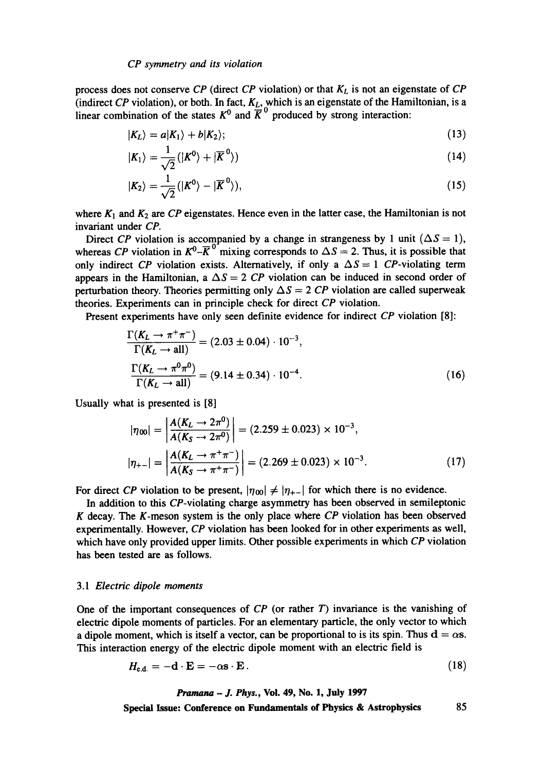process does not conserve $CP$ (direct $CP$ violation) or that $K_L$ is not an eigenstate of $CP$ (indirect $CP$ violation), or both. In fact, $K_L$, which is an eigenstate of the Hamiltonian, is a linear combination of the states $K^0$ and $\overline{K}^0$ produced by strong interaction:

$$|K_L\rangle = a|K_1\rangle + b|K_2\rangle; \tag{13}$$

$$|K_1\rangle = \frac{1}{\sqrt{2}}(|K^0\rangle + |\overline{K}^0\rangle) \tag{14}$$

$$|K_2\rangle = \frac{1}{\sqrt{2}}(|K^0\rangle - |\overline{K}^0\rangle), \tag{15}$$

where $K_1$ and $K_2$ are $CP$ eigenstates. Hence even in the latter case, the Hamiltonian is not invariant under $CP$.

Direct $CP$ violation is accompanied by a change in strangeness by 1 unit ($\Delta S = 1$), whereas $CP$ violation in $K^0$–$\overline{K}^0$ mixing corresponds to $\Delta S = 2$. Thus, it is possible that only indirect $CP$ violation exists. Alternatively, if only a $\Delta S = 1$ $CP$-violating term appears in the Hamiltonian, a $\Delta S = 2$ $CP$ violation can be induced in second order of perturbation theory. Theories permitting only $\Delta S = 2$ $CP$ violation are called superweak theories. Experiments can in principle check for direct $CP$ violation.

Present experiments have only seen definite evidence for indirect $CP$ violation [8]:

$$\frac{\Gamma(K_L \to \pi^+\pi^-)}{\Gamma(K_L \to \text{all})} = (2.03 \pm 0.04) \cdot 10^{-3},$$

$$\frac{\Gamma(K_L \to \pi^0\pi^0)}{\Gamma(K_L \to \text{all})} = (9.14 \pm 0.34) \cdot 10^{-4}. \tag{16}$$

Usually what is presented is [8]

$$|\eta_{00}| = \left|\frac{A(K_L \to 2\pi^0)}{A(K_S \to 2\pi^0)}\right| = (2.259 \pm 0.023) \times 10^{-3},$$

$$|\eta_{+-}| = \left|\frac{A(K_L \to \pi^+\pi^-)}{A(K_S \to \pi^+\pi^-)}\right| = (2.269 \pm 0.023) \times 10^{-3}. \tag{17}$$

For direct $CP$ violation to be present, $|\eta_{00}| \neq |\eta_{+-}|$ for which there is no evidence.

In addition to this $CP$-violating charge asymmetry has been observed in semileptonic $K$ decay. The $K$-meson system is the only place where $CP$ violation has been observed experimentally. However, $CP$ violation has been looked for in other experiments as well, which have only provided upper limits. Other possible experiments in which $CP$ violation has been tested are as follows.

### 3.1 *Electric dipole moments*

One of the important consequences of $CP$ (or rather $T$) invariance is the vanishing of electric dipole moments of particles. For an elementary particle, the only vector to which a dipole moment, which is itself a vector, can be proportional to is its spin. Thus $\mathbf{d} = \alpha \mathbf{s}$. This interaction energy of the electric dipole moment with an electric field is

$$H_{\text{e.d.}} = -\mathbf{d} \cdot \mathbf{E} = -\alpha \mathbf{s} \cdot \mathbf{E}. \tag{18}$$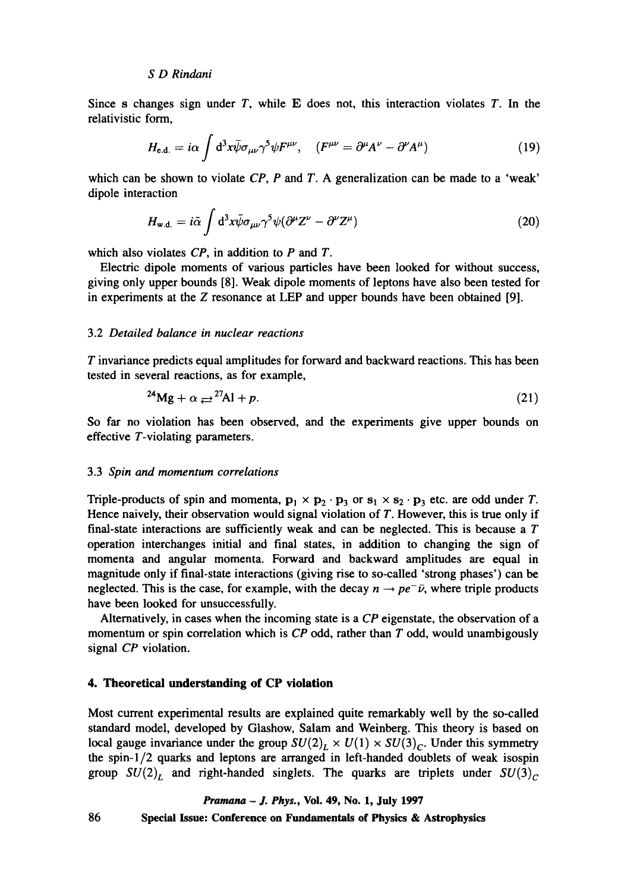Since $\mathbf{s}$ changes sign under $T$, while $\mathbf{E}$ does not, this interaction violates $T$. In the relativistic form,

$$H_{\text{e.d.}} = i\alpha \int d^3x \bar{\psi} \sigma_{\mu\nu} \gamma^5 \psi F^{\mu\nu}, \quad (F^{\mu\nu} = \partial^\mu A^\nu - \partial^\nu A^\mu) \tag{19}$$

which can be shown to violate $CP$, $P$ and $T$. A generalization can be made to a 'weak' dipole interaction

$$H_{\text{w.d.}} = i\tilde{\alpha} \int d^3x \bar{\psi} \sigma_{\mu\nu} \gamma^5 \psi (\partial^\mu Z^\nu - \partial^\nu Z^\mu) \tag{20}$$

which also violates $CP$, in addition to $P$ and $T$.

Electric dipole moments of various particles have been looked for without success, giving only upper bounds [8]. Weak dipole moments of leptons have also been tested for in experiments at the $Z$ resonance at LEP and upper bounds have been obtained [9].

### 3.2 *Detailed balance in nuclear reactions*

$T$ invariance predicts equal amplitudes for forward and backward reactions. This has been tested in several reactions, as for example,

$$^{24}\text{Mg} + \alpha \rightleftarrows {}^{27}\text{Al} + p. \tag{21}$$

So far no violation has been observed, and the experiments give upper bounds on effective $T$-violating parameters.

### 3.3 *Spin and momentum correlations*

Triple-products of spin and momenta, $\mathbf{p}_1 \times \mathbf{p}_2 \cdot \mathbf{p}_3$ or $\mathbf{s}_1 \times \mathbf{s}_2 \cdot \mathbf{p}_3$ etc. are odd under $T$. Hence naively, their observation would signal violation of $T$. However, this is true only if final-state interactions are sufficiently weak and can be neglected. This is because a $T$ operation interchanges initial and final states, in addition to changing the sign of momenta and angular momenta. Forward and backward amplitudes are equal in magnitude only if final-state interactions (giving rise to so-called 'strong phases') can be neglected. This is the case, for example, with the decay $n \to pe^-\bar{\nu}$, where triple products have been looked for unsuccessfully.

Alternatively, in cases when the incoming state is a $CP$ eigenstate, the observation of a momentum or spin correlation which is $CP$ odd, rather than $T$ odd, would unambigously signal $CP$ violation.

## 4. Theoretical understanding of CP violation

Most current experimental results are explained quite remarkably well by the so-called standard model, developed by Glashow, Salam and Weinberg. This theory is based on local gauge invariance under the group $SU(2)_L \times U(1) \times SU(3)_C$. Under this symmetry the spin-1/2 quarks and leptons are arranged in left-handed doublets of weak isospin group $SU(2)_L$ and right-handed singlets. The quarks are triplets under $SU(3)_C$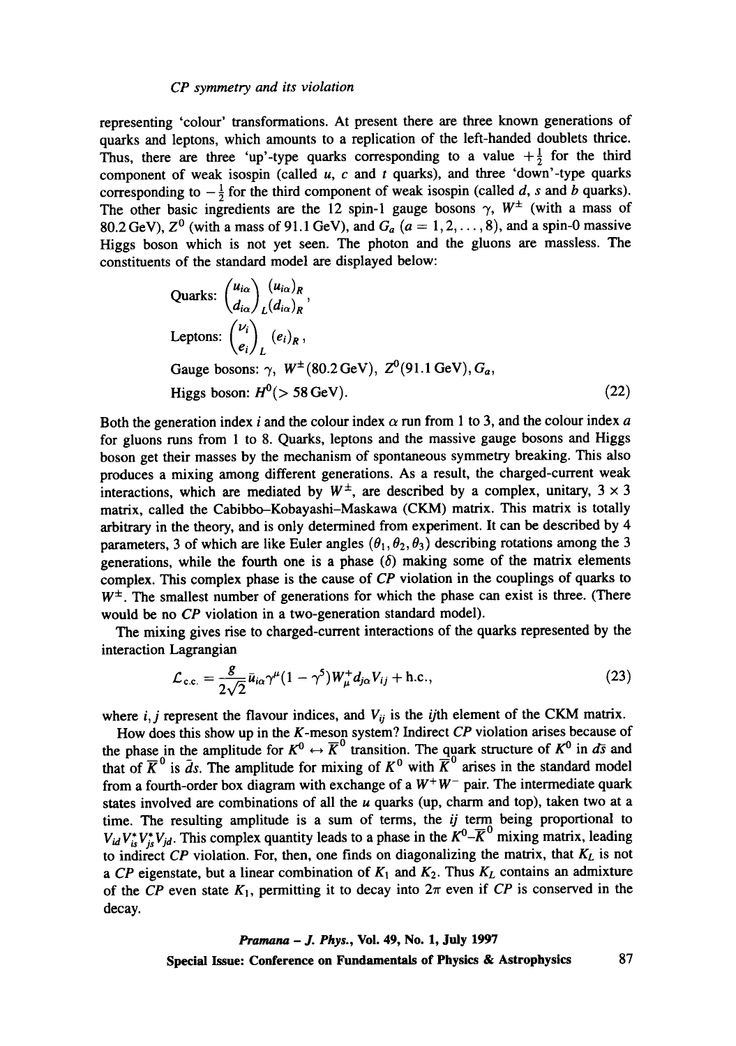representing 'colour' transformations. At present there are three known generations of quarks and leptons, which amounts to a replication of the left-handed doublets thrice. Thus, there are three 'up'-type quarks corresponding to a value $+\frac{1}{2}$ for the third component of weak isospin (called $u$, $c$ and $t$ quarks), and three 'down'-type quarks corresponding to $-\frac{1}{2}$ for the third component of weak isospin (called $d$, $s$ and $b$ quarks). The other basic ingredients are the 12 spin-1 gauge bosons $\gamma$, $W^{\pm}$ (with a mass of 80.2 GeV), $Z^0$ (with a mass of 91.1 GeV), and $G_a$ ($a = 1, 2, \ldots, 8$), and a spin-0 massive Higgs boson which is not yet seen. The photon and the gluons are massless. The constituents of the standard model are displayed below:

$$
\begin{aligned}
&\text{Quarks: } \begin{pmatrix} u_{i\alpha} \\ d_{i\alpha} \end{pmatrix}_L \begin{matrix} (u_{i\alpha})_R \\ (d_{i\alpha})_R \end{matrix}, \\
&\text{Leptons: } \begin{pmatrix} \nu_i \\ e_i \end{pmatrix}_L (e_i)_R, \\
&\text{Gauge bosons: } \gamma,\ W^{\pm}(80.2\,\text{GeV}),\ Z^0(91.1\,\text{GeV}), G_a, \\
&\text{Higgs boson: } H^0(> 58\,\text{GeV}).
\end{aligned} \tag{22}
$$

Both the generation index $i$ and the colour index $\alpha$ run from 1 to 3, and the colour index $a$ for gluons runs from 1 to 8. Quarks, leptons and the massive gauge bosons and Higgs boson get their masses by the mechanism of spontaneous symmetry breaking. This also produces a mixing among different generations. As a result, the charged-current weak interactions, which are mediated by $W^{\pm}$, are described by a complex, unitary, $3 \times 3$ matrix, called the Cabibbo–Kobayashi–Maskawa (CKM) matrix. This matrix is totally arbitrary in the theory, and is only determined from experiment. It can be described by 4 parameters, 3 of which are like Euler angles $(\theta_1, \theta_2, \theta_3)$ describing rotations among the 3 generations, while the fourth one is a phase $(\delta)$ making some of the matrix elements complex. This complex phase is the cause of *CP* violation in the couplings of quarks to $W^{\pm}$. The smallest number of generations for which the phase can exist is three. (There would be no *CP* violation in a two-generation standard model).

The mixing gives rise to charged-current interactions of the quarks represented by the interaction Lagrangian

$$
\mathcal{L}_{\text{c.c.}} = \frac{g}{2\sqrt{2}} \bar{u}_{i\alpha} \gamma^{\mu}(1 - \gamma^5) W_{\mu}^{+} d_{j\alpha} V_{ij} + \text{h.c.}, \tag{23}
$$

where $i, j$ represent the flavour indices, and $V_{ij}$ is the $ij$th element of the CKM matrix.

How does this show up in the $K$-meson system? Indirect *CP* violation arises because of the phase in the amplitude for $K^0 \leftrightarrow \overline{K}^0$ transition. The quark structure of $K^0$ in $d\bar{s}$ and that of $\overline{K}^0$ is $\bar{d}s$. The amplitude for mixing of $K^0$ with $\overline{K}^0$ arises in the standard model from a fourth-order box diagram with exchange of a $W^+W^-$ pair. The intermediate quark states involved are combinations of all the $u$ quarks (up, charm and top), taken two at a time. The resulting amplitude is a sum of terms, the $ij$ term being proportional to $V_{id}V_{is}^{*}V_{js}^{*}V_{jd}$. This complex quantity leads to a phase in the $K^0$–$\overline{K}^0$ mixing matrix, leading to indirect *CP* violation. For, then, one finds on diagonalizing the matrix, that $K_L$ is not a *CP* eigenstate, but a linear combination of $K_1$ and $K_2$. Thus $K_L$ contains an admixture of the *CP* even state $K_1$, permitting it to decay into $2\pi$ even if *CP* is conserved in the decay.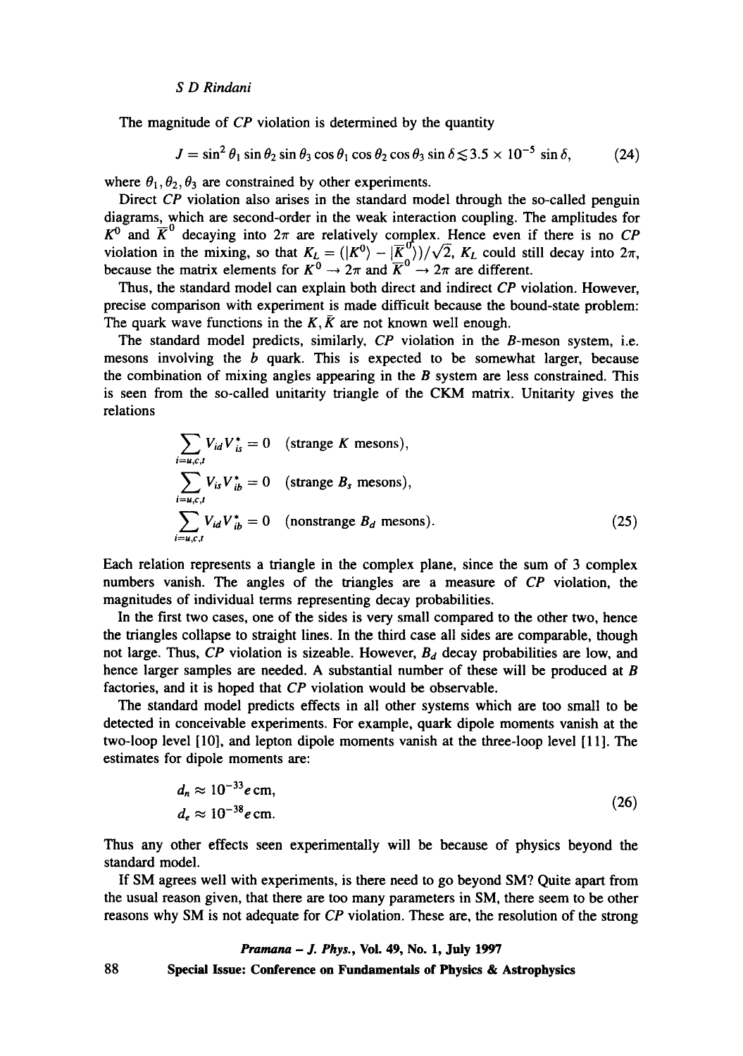The magnitude of $CP$ violation is determined by the quantity

$$J = \sin^2\theta_1 \sin\theta_2 \sin\theta_3 \cos\theta_1 \cos\theta_2 \cos\theta_3 \sin\delta \lesssim 3.5 \times 10^{-5} \sin\delta, \tag{24}$$

where $\theta_1, \theta_2, \theta_3$ are constrained by other experiments.

Direct $CP$ violation also arises in the standard model through the so-called penguin diagrams, which are second-order in the weak interaction coupling. The amplitudes for $K^0$ and $\overline{K}^0$ decaying into $2\pi$ are relatively complex. Hence even if there is no $CP$ violation in the mixing, so that $K_L = (|K^0\rangle - |\overline{K}^0\rangle)/\sqrt{2}$, $K_L$ could still decay into $2\pi$, because the matrix elements for $K^0 \rightarrow 2\pi$ and $\overline{K}^0 \rightarrow 2\pi$ are different.

Thus, the standard model can explain both direct and indirect $CP$ violation. However, precise comparison with experiment is made difficult because the bound-state problem: The quark wave functions in the $K, \bar{K}$ are not known well enough.

The standard model predicts, similarly, $CP$ violation in the $B$-meson system, i.e. mesons involving the $b$ quark. This is expected to be somewhat larger, because the combination of mixing angles appearing in the $B$ system are less constrained. This is seen from the so-called unitarity triangle of the CKM matrix. Unitarity gives the relations

$$\begin{aligned}
&\sum_{i=u,c,t} V_{id} V_{is}^* = 0 \quad \text{(strange } K \text{ mesons)}, \\
&\sum_{i=u,c,t} V_{is} V_{ib}^* = 0 \quad \text{(strange } B_s \text{ mesons)}, \\
&\sum_{i=u,c,t} V_{id} V_{ib}^* = 0 \quad \text{(nonstrange } B_d \text{ mesons)}.
\end{aligned} \tag{25}$$

Each relation represents a triangle in the complex plane, since the sum of 3 complex numbers vanish. The angles of the triangles are a measure of $CP$ violation, the magnitudes of individual terms representing decay probabilities.

In the first two cases, one of the sides is very small compared to the other two, hence the triangles collapse to straight lines. In the third case all sides are comparable, though not large. Thus, $CP$ violation is sizeable. However, $B_d$ decay probabilities are low, and hence larger samples are needed. A substantial number of these will be produced at $B$ factories, and it is hoped that $CP$ violation would be observable.

The standard model predicts effects in all other systems which are too small to be detected in conceivable experiments. For example, quark dipole moments vanish at the two-loop level [10], and lepton dipole moments vanish at the three-loop level [11]. The estimates for dipole moments are:

$$\begin{aligned}
d_n &\approx 10^{-33} e\,\text{cm}, \\
d_e &\approx 10^{-38} e\,\text{cm}.
\end{aligned} \tag{26}$$

Thus any other effects seen experimentally will be because of physics beyond the standard model.

If SM agrees well with experiments, is there need to go beyond SM? Quite apart from the usual reason given, that there are too many parameters in SM, there seem to be other reasons why SM is not adequate for $CP$ violation. These are, the resolution of the strong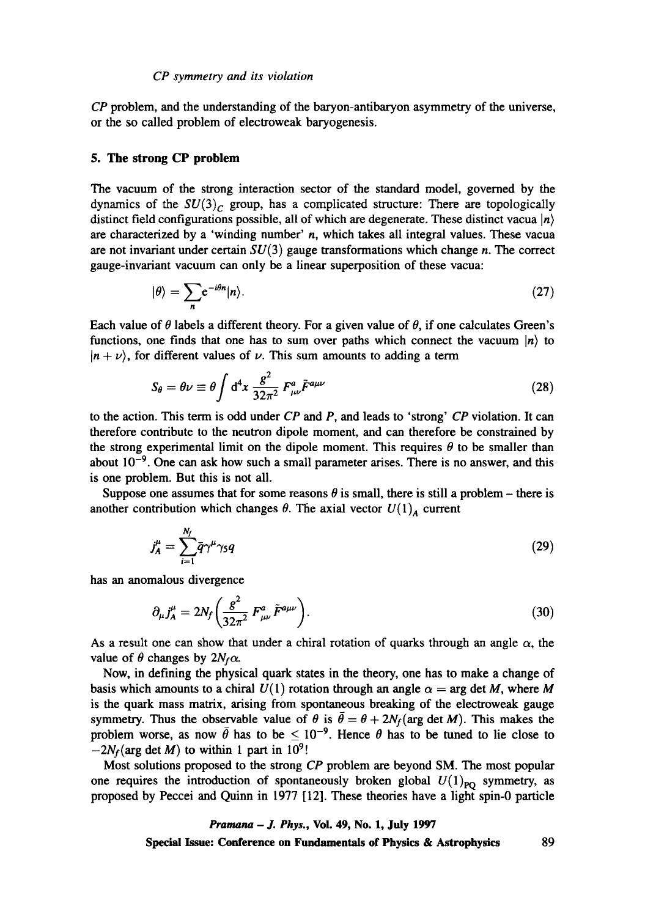*CP* problem, and the understanding of the baryon-antibaryon asymmetry of the universe, or the so called problem of electroweak baryogenesis.

## 5. The strong CP problem

The vacuum of the strong interaction sector of the standard model, governed by the dynamics of the $SU(3)_C$ group, has a complicated structure: There are topologically distinct field configurations possible, all of which are degenerate. These distinct vacua $|n\rangle$ are characterized by a 'winding number' $n$, which takes all integral values. These vacua are not invariant under certain $SU(3)$ gauge transformations which change $n$. The correct gauge-invariant vacuum can only be a linear superposition of these vacua:

$$|\theta\rangle = \sum_n e^{-i\theta n}|n\rangle. \tag{27}$$

Each value of $\theta$ labels a different theory. For a given value of $\theta$, if one calculates Green's functions, one finds that one has to sum over paths which connect the vacuum $|n\rangle$ to $|n+\nu\rangle$, for different values of $\nu$. This sum amounts to adding a term

$$S_\theta = \theta\nu \equiv \theta \int d^4x \, \frac{g^2}{32\pi^2} F^a_{\mu\nu}\tilde{F}^{a\mu\nu} \tag{28}$$

to the action. This term is odd under *CP* and *P*, and leads to 'strong' *CP* violation. It can therefore contribute to the neutron dipole moment, and can therefore be constrained by the strong experimental limit on the dipole moment. This requires $\theta$ to be smaller than about $10^{-9}$. One can ask how such a small parameter arises. There is no answer, and this is one problem. But this is not all.

Suppose one assumes that for some reasons $\theta$ is small, there is still a problem – there is another contribution which changes $\theta$. The axial vector $U(1)_A$ current

$$j^\mu_A = \sum_{i=1}^{N_f} \bar{q}\gamma^\mu\gamma_5 q \tag{29}$$

has an anomalous divergence

$$\partial_\mu j^\mu_A = 2N_f\left(\frac{g^2}{32\pi^2} F^a_{\mu\nu}\tilde{F}^{a\mu\nu}\right). \tag{30}$$

As a result one can show that under a chiral rotation of quarks through an angle $\alpha$, the value of $\theta$ changes by $2N_f\alpha$.

Now, in defining the physical quark states in the theory, one has to make a change of basis which amounts to a chiral $U(1)$ rotation through an angle $\alpha = \arg\det M$, where $M$ is the quark mass matrix, arising from spontaneous breaking of the electroweak gauge symmetry. Thus the observable value of $\theta$ is $\bar{\theta} = \theta + 2N_f(\arg\det M)$. This makes the problem worse, as now $\bar{\theta}$ has to be $\leq 10^{-9}$. Hence $\theta$ has to be tuned to lie close to $-2N_f(\arg\det M)$ to within 1 part in $10^9$!

Most solutions proposed to the strong *CP* problem are beyond SM. The most popular one requires the introduction of spontaneously broken global $U(1)_{\mathrm{PQ}}$ symmetry, as proposed by Peccei and Quinn in 1977 [12]. These theories have a light spin-0 particle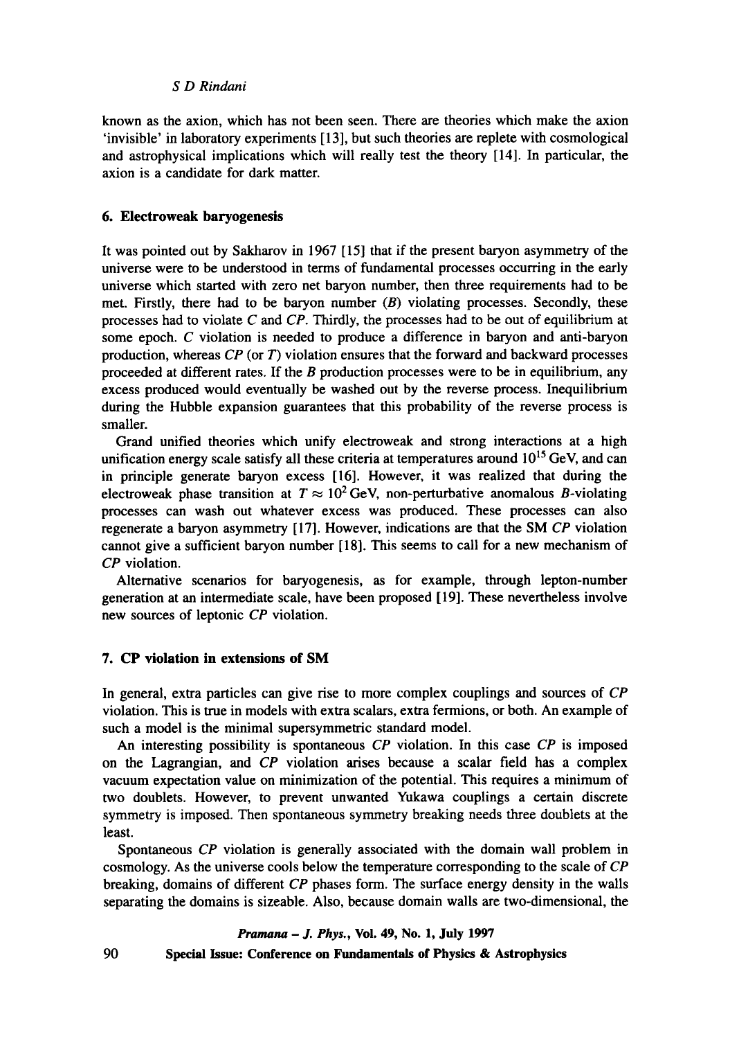known as the axion, which has not been seen. There are theories which make the axion 'invisible' in laboratory experiments [13], but such theories are replete with cosmological and astrophysical implications which will really test the theory [14]. In particular, the axion is a candidate for dark matter.

## 6. Electroweak baryogenesis

It was pointed out by Sakharov in 1967 [15] that if the present baryon asymmetry of the universe were to be understood in terms of fundamental processes occurring in the early universe which started with zero net baryon number, then three requirements had to be met. Firstly, there had to be baryon number ($B$) violating processes. Secondly, these processes had to violate $C$ and $CP$. Thirdly, the processes had to be out of equilibrium at some epoch. $C$ violation is needed to produce a difference in baryon and anti-baryon production, whereas $CP$ (or $T$) violation ensures that the forward and backward processes proceeded at different rates. If the $B$ production processes were to be in equilibrium, any excess produced would eventually be washed out by the reverse process. Inequilibrium during the Hubble expansion guarantees that this probability of the reverse process is smaller.

Grand unified theories which unify electroweak and strong interactions at a high unification energy scale satisfy all these criteria at temperatures around $10^{15}$ GeV, and can in principle generate baryon excess [16]. However, it was realized that during the electroweak phase transition at $T \approx 10^2$ GeV, non-perturbative anomalous $B$-violating processes can wash out whatever excess was produced. These processes can also regenerate a baryon asymmetry [17]. However, indications are that the SM $CP$ violation cannot give a sufficient baryon number [18]. This seems to call for a new mechanism of $CP$ violation.

Alternative scenarios for baryogenesis, as for example, through lepton-number generation at an intermediate scale, have been proposed [19]. These nevertheless involve new sources of leptonic $CP$ violation.

## 7. CP violation in extensions of SM

In general, extra particles can give rise to more complex couplings and sources of $CP$ violation. This is true in models with extra scalars, extra fermions, or both. An example of such a model is the minimal supersymmetric standard model.

An interesting possibility is spontaneous $CP$ violation. In this case $CP$ is imposed on the Lagrangian, and $CP$ violation arises because a scalar field has a complex vacuum expectation value on minimization of the potential. This requires a minimum of two doublets. However, to prevent unwanted Yukawa couplings a certain discrete symmetry is imposed. Then spontaneous symmetry breaking needs three doublets at the least.

Spontaneous $CP$ violation is generally associated with the domain wall problem in cosmology. As the universe cools below the temperature corresponding to the scale of $CP$ breaking, domains of different $CP$ phases form. The surface energy density in the walls separating the domains is sizeable. Also, because domain walls are two-dimensional, the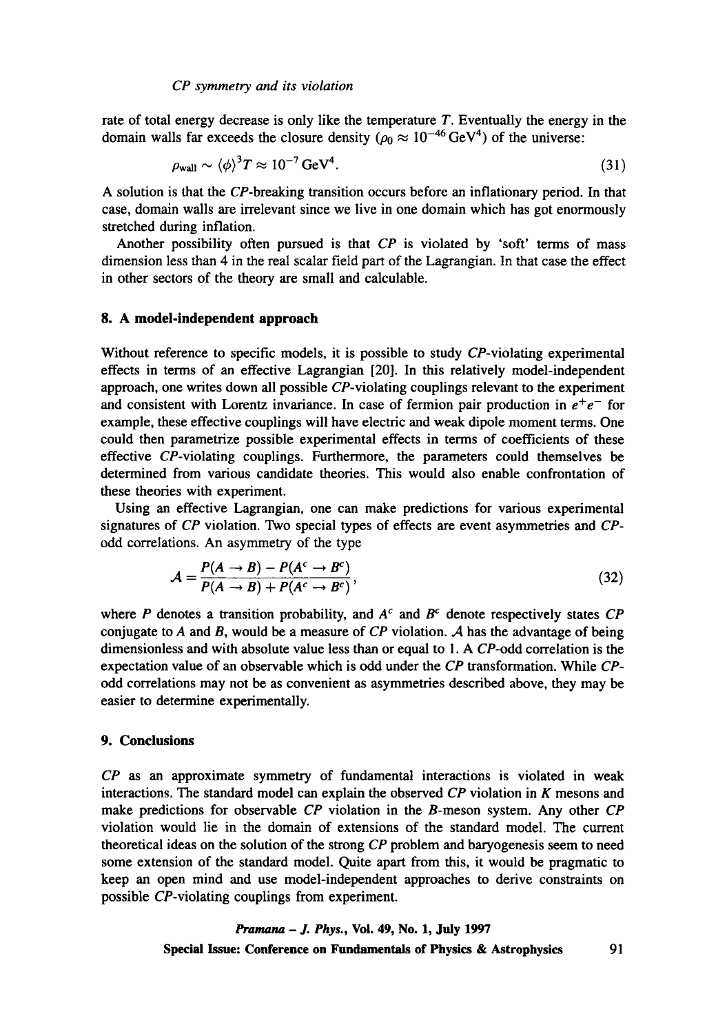rate of total energy decrease is only like the temperature $T$. Eventually the energy in the domain walls far exceeds the closure density ($\rho_0 \approx 10^{-46}\,\mathrm{GeV}^4$) of the universe:

$$\rho_{\mathrm{wall}} \sim \langle\phi\rangle^3 T \approx 10^{-7}\,\mathrm{GeV}^4. \tag{31}$$

A solution is that the *CP*-breaking transition occurs before an inflationary period. In that case, domain walls are irrelevant since we live in one domain which has got enormously stretched during inflation.

Another possibility often pursued is that *CP* is violated by 'soft' terms of mass dimension less than 4 in the real scalar field part of the Lagrangian. In that case the effect in other sectors of the theory are small and calculable.

## 8. A model-independent approach

Without reference to specific models, it is possible to study *CP*-violating experimental effects in terms of an effective Lagrangian [20]. In this relatively model-independent approach, one writes down all possible *CP*-violating couplings relevant to the experiment and consistent with Lorentz invariance. In case of fermion pair production in $e^+e^-$ for example, these effective couplings will have electric and weak dipole moment terms. One could then parametrize possible experimental effects in terms of coefficients of these effective *CP*-violating couplings. Furthermore, the parameters could themselves be determined from various candidate theories. This would also enable confrontation of these theories with experiment.

Using an effective Lagrangian, one can make predictions for various experimental signatures of *CP* violation. Two special types of effects are event asymmetries and *CP*-odd correlations. An asymmetry of the type

$$\mathcal{A} = \frac{P(A \to B) - P(A^c \to B^c)}{P(A \to B) + P(A^c \to B^c)}, \tag{32}$$

where $P$ denotes a transition probability, and $A^c$ and $B^c$ denote respectively states *CP* conjugate to $A$ and $B$, would be a measure of *CP* violation. $\mathcal{A}$ has the advantage of being dimensionless and with absolute value less than or equal to 1. A *CP*-odd correlation is the expectation value of an observable which is odd under the *CP* transformation. While *CP*-odd correlations may not be as convenient as asymmetries described above, they may be easier to determine experimentally.

## 9. Conclusions

*CP* as an approximate symmetry of fundamental interactions is violated in weak interactions. The standard model can explain the observed *CP* violation in $K$ mesons and make predictions for observable *CP* violation in the $B$-meson system. Any other *CP* violation would lie in the domain of extensions of the standard model. The current theoretical ideas on the solution of the strong *CP* problem and baryogenesis seem to need some extension of the standard model. Quite apart from this, it would be pragmatic to keep an open mind and use model-independent approaches to derive constraints on possible *CP*-violating couplings from experiment.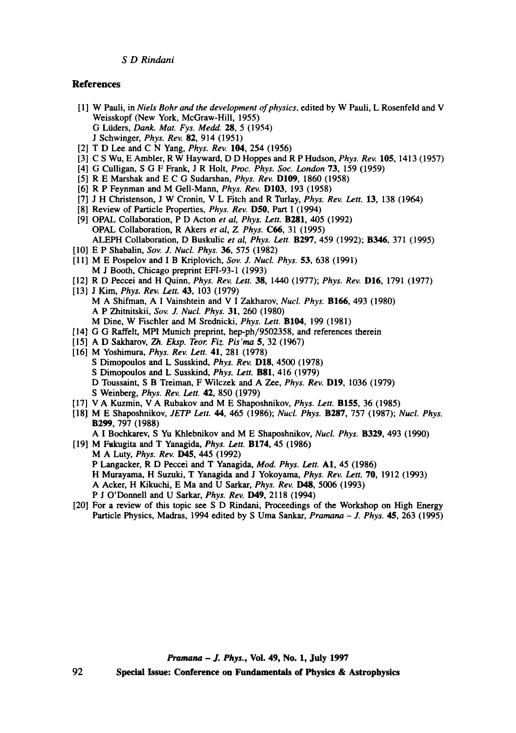## References

[1] W Pauli, in *Niels Bohr and the development of physics*, edited by W Pauli, L Rosenfeld and V Weisskopf (New York, McGraw-Hill, 1955)
G Lüders, *Dank. Mat. Fys. Medd.* **28**, 5 (1954)
J Schwinger, *Phys. Rev.* **82**, 914 (1951)

[2] T D Lee and C N Yang, *Phys. Rev.* **104**, 254 (1956)

[3] C S Wu, E Ambler, R W Hayward, D D Hoppes and R P Hudson, *Phys. Rev.* **105**, 1413 (1957)

[4] G Culligan, S G F Frank, J R Holt, *Proc. Phys. Soc. London* **73**, 159 (1959)

[5] R E Marshak and E C G Sudarshan, *Phys. Rev.* **D109**, 1860 (1958)

[6] R P Feynman and M Gell-Mann, *Phys. Rev.* **D103**, 193 (1958)

[7] J H Christenson, J W Cronin, V L Fitch and R Turlay, *Phys. Rev. Lett.* **13**, 138 (1964)

[8] Review of Particle Properties, *Phys. Rev.* **D50**, Part I (1994)

[9] OPAL Collaboration, P D Acton *et al*, *Phys. Lett.* **B281**, 405 (1992)
OPAL Collaboration, R Akers *et al*, *Z. Phys.* **C66**, 31 (1995)
ALEPH Collaboration, D Buskulic *et al*, *Phys. Lett.* **B297**, 459 (1992); **B346**, 371 (1995)

[10] E P Shabalin, *Sov. J. Nucl. Phys.* **36**, 575 (1982)

[11] M E Pospelov and I B Kriplovich, *Sov. J. Nucl. Phys.* **53**, 638 (1991)
M J Booth, Chicago preprint EFI-93-1 (1993)

[12] R D Peccei and H Quinn, *Phys. Rev. Lett.* **38**, 1440 (1977); *Phys. Rev.* **D16**, 1791 (1977)

[13] J Kim, *Phys. Rev. Lett.* **43**, 103 (1979)
M A Shifman, A I Vainshtein and V I Zakharov, *Nucl. Phys.* **B166**, 493 (1980)
A P Zhitnitskii, *Sov. J. Nucl. Phys.* **31**, 260 (1980)
M Dine, W Fischler and M Srednicki, *Phys. Lett.* **B104**, 199 (1981)

[14] G G Raffelt, MPI Munich preprint, hep-ph/9502358, and references therein

[15] A D Sakharov, *Zh. Eksp. Teor. Fiz. Pis'ma* **5**, 32 (1967)

[16] M Yoshimura, *Phys. Rev. Lett.* **41**, 281 (1978)
S Dimopoulos and L Susskind, *Phys. Rev.* **D18**, 4500 (1978)
S Dimopoulos and L Susskind, *Phys. Lett.* **B81**, 416 (1979)
D Toussaint, S B Treiman, F Wilczek and A Zee, *Phys. Rev.* **D19**, 1036 (1979)
S Weinberg, *Phys. Rev. Lett.* **42**, 850 (1979)

[17] V A Kuzmin, V A Rubakov and M E Shaposhnikov, *Phys. Lett.* **B155**, 36 (1985)

[18] M E Shaposhnikov, *JETP Lett.* **44**, 465 (1986); *Nucl. Phys.* **B287**, 757 (1987); *Nucl. Phys.* **B299**, 797 (1988)
A I Bochkarev, S Yu Khlebnikov and M E Shaposhnikov, *Nucl. Phys.* **B329**, 493 (1990)

[19] M Fukugita and T Yanagida, *Phys. Lett.* **B174**, 45 (1986)
M A Luty, *Phys. Rev.* **D45**, 445 (1992)
P Langacker, R D Peccei and T Yanagida, *Mod. Phys. Lett.* **A1**, 45 (1986)
H Murayama, H Suzuki, T Yanagida and J Yokoyama, *Phys. Rev. Lett.* **70**, 1912 (1993)
A Acker, H Kikuchi, E Ma and U Sarkar, *Phys. Rev.* **D48**, 5006 (1993)
P J O'Donnell and U Sarkar, *Phys. Rev.* **D49**, 2118 (1994)

[20] For a review of this topic see S D Rindani, Proceedings of the Workshop on High Energy Particle Physics, Madras, 1994 edited by S Uma Sankar, *Pramana – J. Phys.* **45**, 263 (1995)